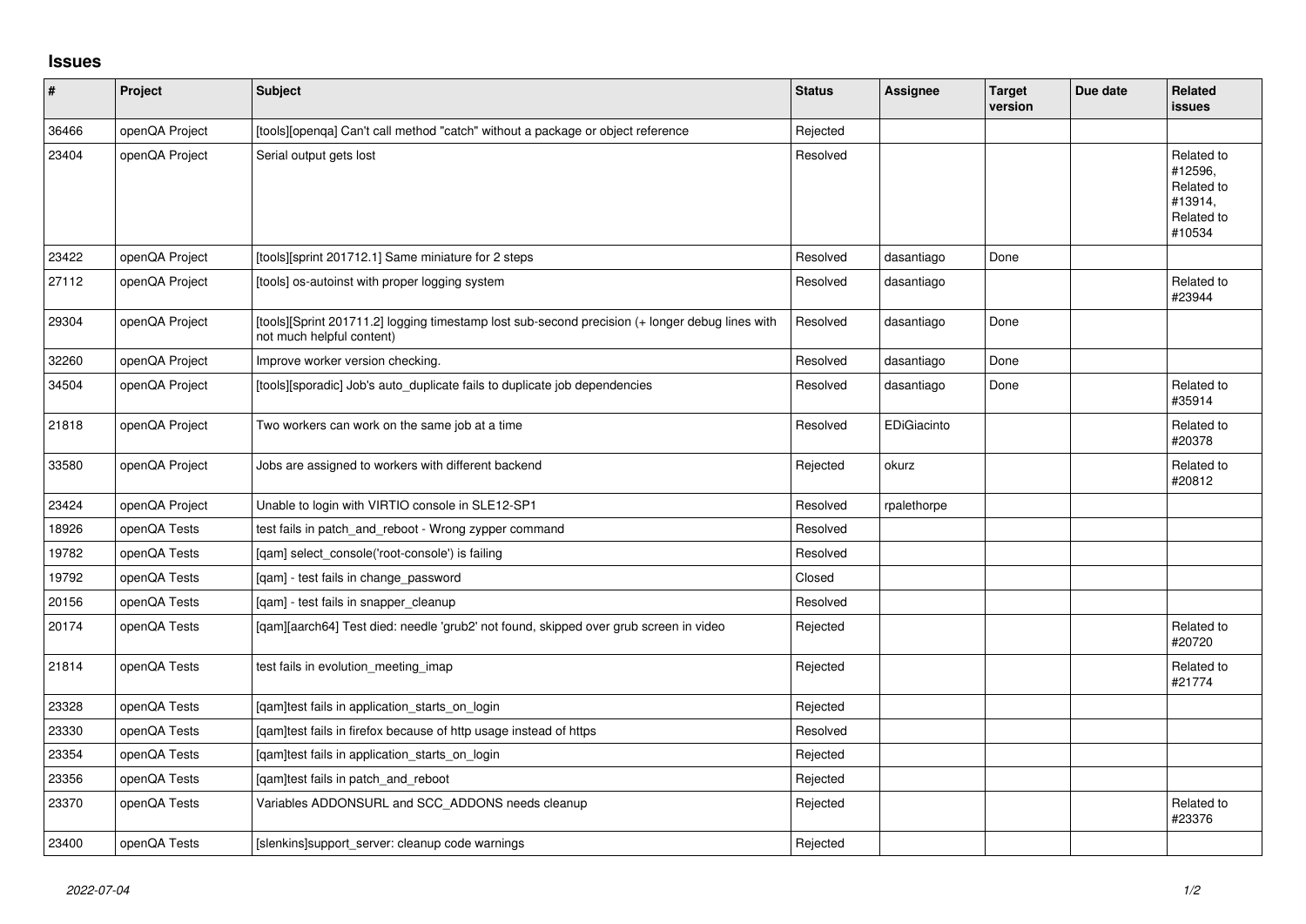## Issues

| # | Project | Subject | Status | Assignee | Target version | Due date | Related issues |
|---|---|---|---|---|---|---|---|
| 36466 | openQA Project | [tools][openqa] Can't call method "catch" without a package or object reference | Rejected | | | | |
| 23404 | openQA Project | Serial output gets lost | Resolved | | | | Related to #12596, Related to #13914, Related to #10534 |
| 23422 | openQA Project | [tools][sprint 201712.1] Same miniature for 2 steps | Resolved | dasantiago | Done | | |
| 27112 | openQA Project | [tools] os-autoinst with proper logging system | Resolved | dasantiago | | | Related to #23944 |
| 29304 | openQA Project | [tools][Sprint 201711.2] logging timestamp lost sub-second precision (+ longer debug lines with not much helpful content) | Resolved | dasantiago | Done | | |
| 32260 | openQA Project | Improve worker version checking. | Resolved | dasantiago | Done | | |
| 34504 | openQA Project | [tools][sporadic] Job's auto_duplicate fails to duplicate job dependencies | Resolved | dasantiago | Done | | Related to #35914 |
| 21818 | openQA Project | Two workers can work on the same job at a time | Resolved | EDiGiacinto | | | Related to #20378 |
| 33580 | openQA Project | Jobs are assigned to workers with different backend | Rejected | okurz | | | Related to #20812 |
| 23424 | openQA Project | Unable to login with VIRTIO console in SLE12-SP1 | Resolved | rpalethorpe | | | |
| 18926 | openQA Tests | test fails in patch_and_reboot - Wrong zypper command | Resolved | | | | |
| 19782 | openQA Tests | [qam] select_console('root-console') is failing | Resolved | | | | |
| 19792 | openQA Tests | [qam] - test fails in change_password | Closed | | | | |
| 20156 | openQA Tests | [qam] - test fails in snapper_cleanup | Resolved | | | | |
| 20174 | openQA Tests | [qam][aarch64] Test died: needle 'grub2' not found, skipped over grub screen in video | Rejected | | | | Related to #20720 |
| 21814 | openQA Tests | test fails in evolution_meeting_imap | Rejected | | | | Related to #21774 |
| 23328 | openQA Tests | [qam]test fails in application_starts_on_login | Rejected | | | | |
| 23330 | openQA Tests | [qam]test fails in firefox because of http usage instead of https | Resolved | | | | |
| 23354 | openQA Tests | [qam]test fails in application_starts_on_login | Rejected | | | | |
| 23356 | openQA Tests | [qam]test fails in patch_and_reboot | Rejected | | | | |
| 23370 | openQA Tests | Variables ADDONSURL and SCC_ADDONS needs cleanup | Rejected | | | | Related to #23376 |
| 23400 | openQA Tests | [slenkins]support_server: cleanup code warnings | Rejected | | | | |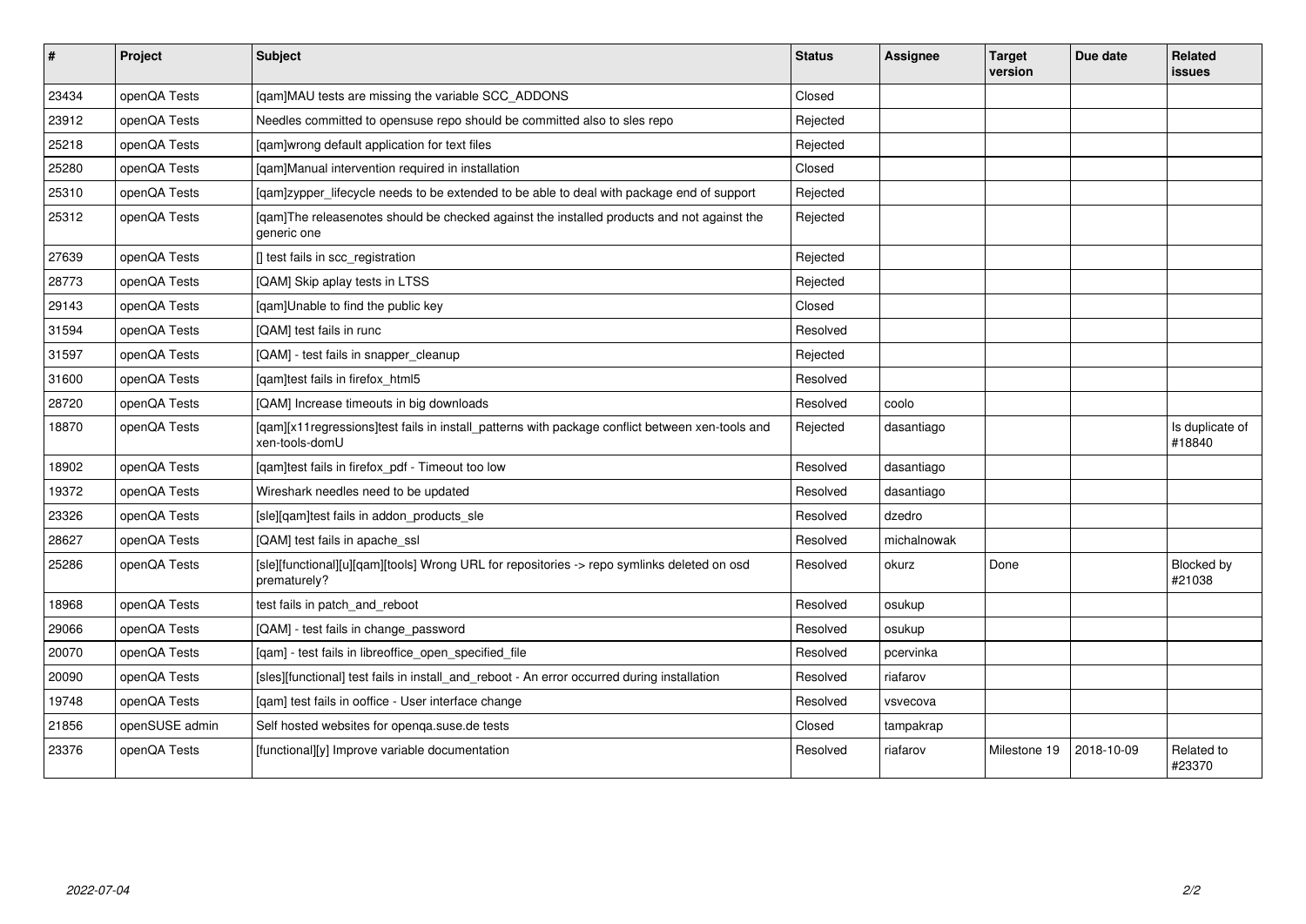| # | Project | Subject | Status | Assignee | Target version | Due date | Related issues |
|---|---|---|---|---|---|---|---|
| 23434 | openQA Tests | [qam]MAU tests are missing the variable SCC_ADDONS | Closed | | | | |
| 23912 | openQA Tests | Needles committed to opensuse repo should be committed also to sles repo | Rejected | | | | |
| 25218 | openQA Tests | [qam]wrong default application for text files | Rejected | | | | |
| 25280 | openQA Tests | [qam]Manual intervention required in installation | Closed | | | | |
| 25310 | openQA Tests | [qam]zypper_lifecycle needs to be extended to be able to deal with package end of support | Rejected | | | | |
| 25312 | openQA Tests | [qam]The releasenotes should be checked against the installed products and not against the generic one | Rejected | | | | |
| 27639 | openQA Tests | [] test fails in scc_registration | Rejected | | | | |
| 28773 | openQA Tests | [QAM] Skip aplay tests in LTSS | Rejected | | | | |
| 29143 | openQA Tests | [qam]Unable to find the public key | Closed | | | | |
| 31594 | openQA Tests | [QAM] test fails in runc | Resolved | | | | |
| 31597 | openQA Tests | [QAM] - test fails in snapper_cleanup | Rejected | | | | |
| 31600 | openQA Tests | [qam]test fails in firefox_html5 | Resolved | | | | |
| 28720 | openQA Tests | [QAM] Increase timeouts in big downloads | Resolved | coolo | | | |
| 18870 | openQA Tests | [qam][x11regressions]test fails in install_patterns with package conflict between xen-tools and xen-tools-domU | Rejected | dasantiago | | | Is duplicate of #18840 |
| 18902 | openQA Tests | [qam]test fails in firefox_pdf - Timeout too low | Resolved | dasantiago | | | |
| 19372 | openQA Tests | Wireshark needles need to be updated | Resolved | dasantiago | | | |
| 23326 | openQA Tests | [sle][qam]test fails in addon_products_sle | Resolved | dzedro | | | |
| 28627 | openQA Tests | [QAM] test fails in apache_ssl | Resolved | michalnowak | | | |
| 25286 | openQA Tests | [sle][functional][u][qam][tools] Wrong URL for repositories -> repo symlinks deleted on osd prematurely? | Resolved | okurz | Done | | Blocked by #21038 |
| 18968 | openQA Tests | test fails in patch_and_reboot | Resolved | osukup | | | |
| 29066 | openQA Tests | [QAM] - test fails in change_password | Resolved | osukup | | | |
| 20070 | openQA Tests | [qam] - test fails in libreoffice_open_specified_file | Resolved | pcervinka | | | |
| 20090 | openQA Tests | [sles][functional] test fails in install_and_reboot - An error occurred during installation | Resolved | riafarov | | | |
| 19748 | openQA Tests | [qam] test fails in ooffice - User interface change | Resolved | vsvecova | | | |
| 21856 | openSUSE admin | Self hosted websites for openqa.suse.de tests | Closed | tampakrap | | | |
| 23376 | openQA Tests | [functional][y] Improve variable documentation | Resolved | riafarov | Milestone 19 | 2018-10-09 | Related to #23370 |